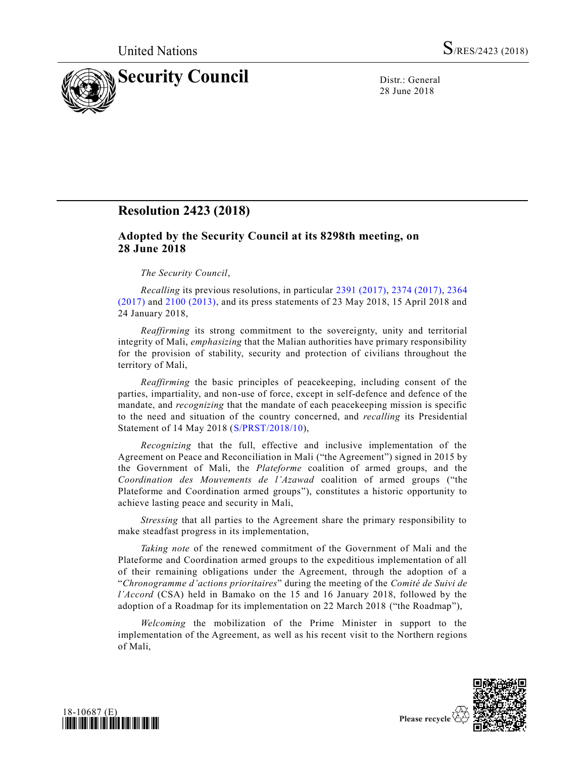United Nations S/RES/2423 (2018)

# Security Council

Distr.: General
28 June 2018

## Resolution 2423 (2018)

### Adopted by the Security Council at its 8298th meeting, on 28 June 2018

*The Security Council*,

*Recalling* its previous resolutions, in particular 2391 (2017), 2374 (2017), 2364 (2017) and 2100 (2013), and its press statements of 23 May 2018, 15 April 2018 and 24 January 2018,

*Reaffirming* its strong commitment to the sovereignty, unity and territorial integrity of Mali, *emphasizing* that the Malian authorities have primary responsibility for the provision of stability, security and protection of civilians throughout the territory of Mali,

*Reaffirming* the basic principles of peacekeeping, including consent of the parties, impartiality, and non-use of force, except in self-defence and defence of the mandate, and *recognizing* that the mandate of each peacekeeping mission is specific to the need and situation of the country concerned, and *recalling* its Presidential Statement of 14 May 2018 (S/PRST/2018/10),

*Recognizing* that the full, effective and inclusive implementation of the Agreement on Peace and Reconciliation in Mali ("the Agreement") signed in 2015 by the Government of Mali, the *Plateforme* coalition of armed groups, and the *Coordination des Mouvements de l'Azawad* coalition of armed groups ("the Plateforme and Coordination armed groups"), constitutes a historic opportunity to achieve lasting peace and security in Mali,

*Stressing* that all parties to the Agreement share the primary responsibility to make steadfast progress in its implementation,

*Taking note* of the renewed commitment of the Government of Mali and the Plateforme and Coordination armed groups to the expeditious implementation of all of their remaining obligations under the Agreement, through the adoption of a "*Chronogramme d'actions prioritaires*" during the meeting of the *Comité de Suivi de l'Accord* (CSA) held in Bamako on the 15 and 16 January 2018, followed by the adoption of a Roadmap for its implementation on 22 March 2018 ("the Roadmap"),

*Welcoming* the mobilization of the Prime Minister in support to the implementation of the Agreement, as well as his recent visit to the Northern regions of Mali,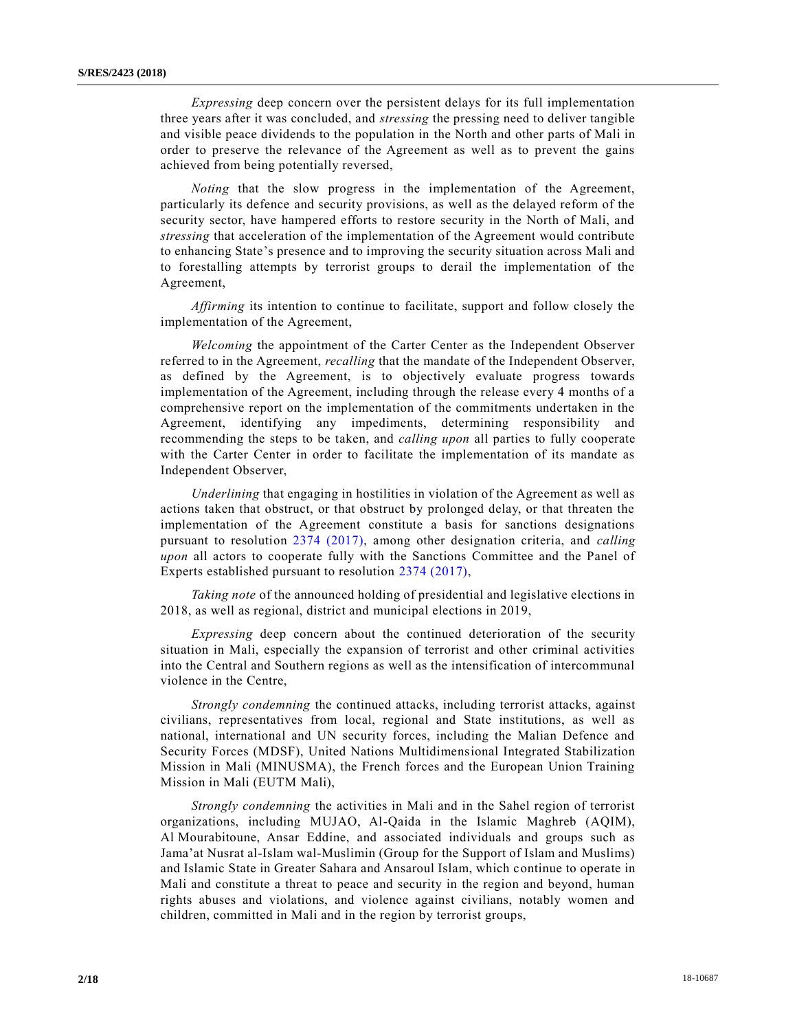*Expressing* deep concern over the persistent delays for its full implementation three years after it was concluded, and *stressing* the pressing need to deliver tangible and visible peace dividends to the population in the North and other parts of Mali in order to preserve the relevance of the Agreement as well as to prevent the gains achieved from being potentially reversed,

*Noting* that the slow progress in the implementation of the Agreement, particularly its defence and security provisions, as well as the delayed reform of the security sector, have hampered efforts to restore security in the North of Mali, and *stressing* that acceleration of the implementation of the Agreement would contribute to enhancing State's presence and to improving the security situation across Mali and to forestalling attempts by terrorist groups to derail the implementation of the Agreement,

*Affirming* its intention to continue to facilitate, support and follow closely the implementation of the Agreement,

*Welcoming* the appointment of the Carter Center as the Independent Observer referred to in the Agreement, *recalling* that the mandate of the Independent Observer, as defined by the Agreement, is to objectively evaluate progress towards implementation of the Agreement, including through the release every 4 months of a comprehensive report on the implementation of the commitments undertaken in the Agreement, identifying any impediments, determining responsibility and recommending the steps to be taken, and *calling upon* all parties to fully cooperate with the Carter Center in order to facilitate the implementation of its mandate as Independent Observer,

*Underlining* that engaging in hostilities in violation of the Agreement as well as actions taken that obstruct, or that obstruct by prolonged delay, or that threaten the implementation of the Agreement constitute a basis for sanctions designations pursuant to resolution 2374 (2017), among other designation criteria, and *calling upon* all actors to cooperate fully with the Sanctions Committee and the Panel of Experts established pursuant to resolution 2374 (2017),

*Taking note* of the announced holding of presidential and legislative elections in 2018, as well as regional, district and municipal elections in 2019,

*Expressing* deep concern about the continued deterioration of the security situation in Mali, especially the expansion of terrorist and other criminal activities into the Central and Southern regions as well as the intensification of intercommunal violence in the Centre,

*Strongly condemning* the continued attacks, including terrorist attacks, against civilians, representatives from local, regional and State institutions, as well as national, international and UN security forces, including the Malian Defence and Security Forces (MDSF), United Nations Multidimensional Integrated Stabilization Mission in Mali (MINUSMA), the French forces and the European Union Training Mission in Mali (EUTM Mali),

*Strongly condemning* the activities in Mali and in the Sahel region of terrorist organizations, including MUJAO, Al-Qaida in the Islamic Maghreb (AQIM), Al Mourabitoune, Ansar Eddine, and associated individuals and groups such as Jama'at Nusrat al-Islam wal-Muslimin (Group for the Support of Islam and Muslims) and Islamic State in Greater Sahara and Ansaroul Islam, which continue to operate in Mali and constitute a threat to peace and security in the region and beyond, human rights abuses and violations, and violence against civilians, notably women and children, committed in Mali and in the region by terrorist groups,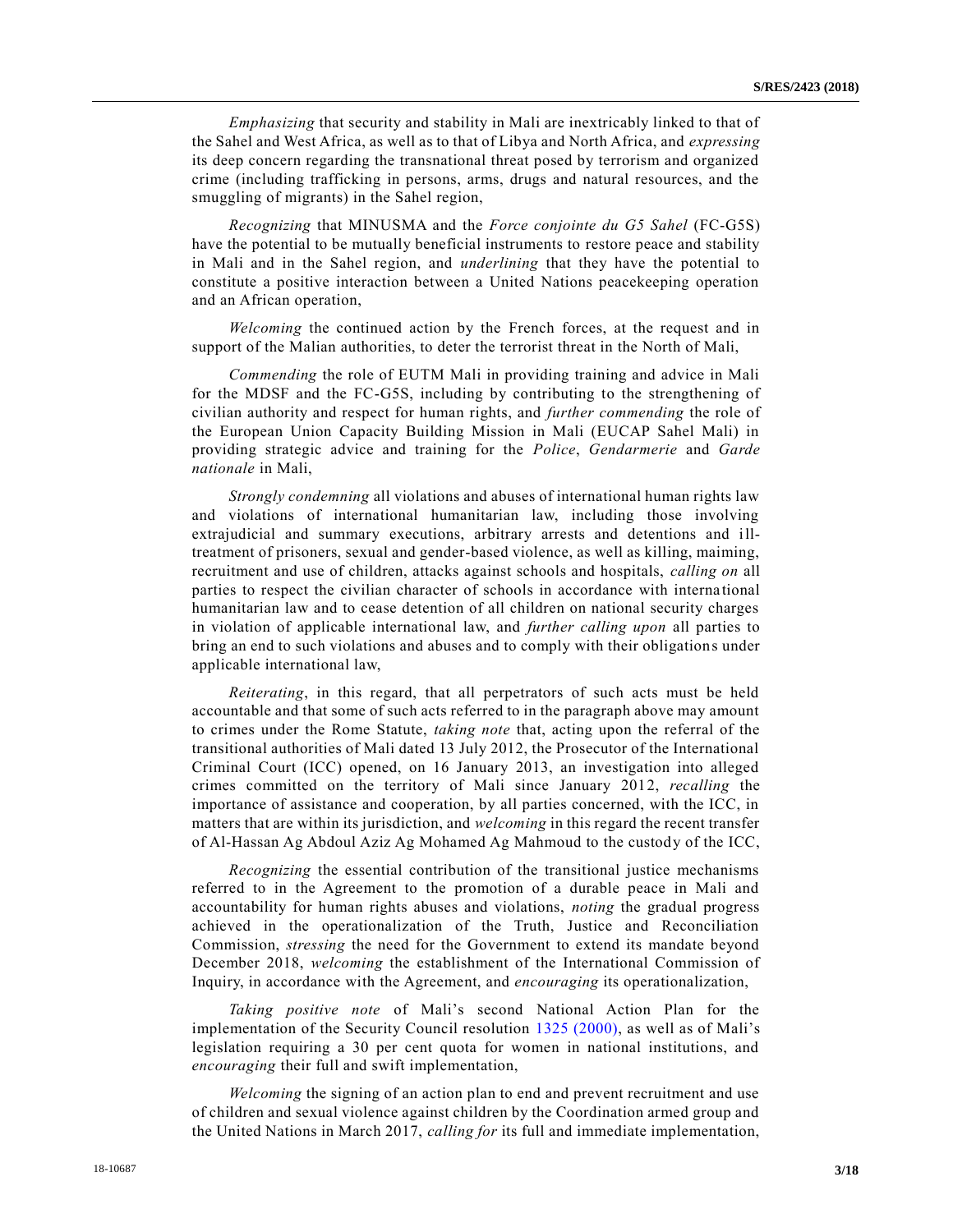*Emphasizing* that security and stability in Mali are inextricably linked to that of the Sahel and West Africa, as well as to that of Libya and North Africa, and *expressing* its deep concern regarding the transnational threat posed by terrorism and organized crime (including trafficking in persons, arms, drugs and natural resources, and the smuggling of migrants) in the Sahel region,

*Recognizing* that MINUSMA and the *Force conjointe du G5 Sahel* (FC-G5S) have the potential to be mutually beneficial instruments to restore peace and stability in Mali and in the Sahel region, and *underlining* that they have the potential to constitute a positive interaction between a United Nations peacekeeping operation and an African operation,

*Welcoming* the continued action by the French forces, at the request and in support of the Malian authorities, to deter the terrorist threat in the North of Mali,

*Commending* the role of EUTM Mali in providing training and advice in Mali for the MDSF and the FC-G5S, including by contributing to the strengthening of civilian authority and respect for human rights, and *further commending* the role of the European Union Capacity Building Mission in Mali (EUCAP Sahel Mali) in providing strategic advice and training for the *Police*, *Gendarmerie* and *Garde nationale* in Mali,

*Strongly condemning* all violations and abuses of international human rights law and violations of international humanitarian law, including those involving extrajudicial and summary executions, arbitrary arrests and detentions and ill-treatment of prisoners, sexual and gender-based violence, as well as killing, maiming, recruitment and use of children, attacks against schools and hospitals, *calling on* all parties to respect the civilian character of schools in accordance with international humanitarian law and to cease detention of all children on national security charges in violation of applicable international law, and *further calling upon* all parties to bring an end to such violations and abuses and to comply with their obligations under applicable international law,

*Reiterating*, in this regard, that all perpetrators of such acts must be held accountable and that some of such acts referred to in the paragraph above may amount to crimes under the Rome Statute, *taking note* that, acting upon the referral of the transitional authorities of Mali dated 13 July 2012, the Prosecutor of the International Criminal Court (ICC) opened, on 16 January 2013, an investigation into alleged crimes committed on the territory of Mali since January 2012, *recalling* the importance of assistance and cooperation, by all parties concerned, with the ICC, in matters that are within its jurisdiction, and *welcoming* in this regard the recent transfer of Al-Hassan Ag Abdoul Aziz Ag Mohamed Ag Mahmoud to the custody of the ICC,

*Recognizing* the essential contribution of the transitional justice mechanisms referred to in the Agreement to the promotion of a durable peace in Mali and accountability for human rights abuses and violations, *noting* the gradual progress achieved in the operationalization of the Truth, Justice and Reconciliation Commission, *stressing* the need for the Government to extend its mandate beyond December 2018, *welcoming* the establishment of the International Commission of Inquiry, in accordance with the Agreement, and *encouraging* its operationalization,

*Taking positive note* of Mali's second National Action Plan for the implementation of the Security Council resolution 1325 (2000), as well as of Mali's legislation requiring a 30 per cent quota for women in national institutions, and *encouraging* their full and swift implementation,

*Welcoming* the signing of an action plan to end and prevent recruitment and use of children and sexual violence against children by the Coordination armed group and the United Nations in March 2017, *calling for* its full and immediate implementation,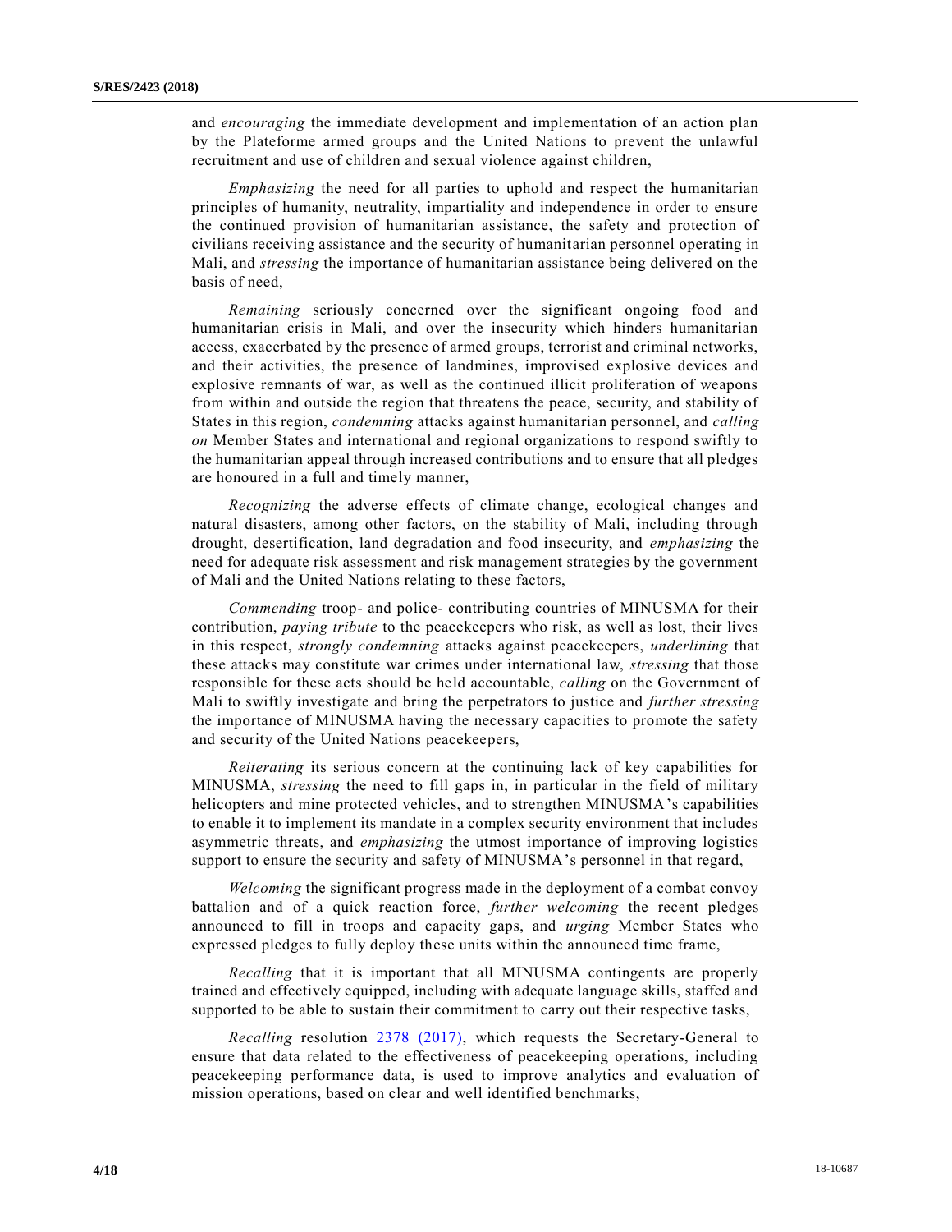and *encouraging* the immediate development and implementation of an action plan by the Plateforme armed groups and the United Nations to prevent the unlawful recruitment and use of children and sexual violence against children,

*Emphasizing* the need for all parties to uphold and respect the humanitarian principles of humanity, neutrality, impartiality and independence in order to ensure the continued provision of humanitarian assistance, the safety and protection of civilians receiving assistance and the security of humanitarian personnel operating in Mali, and *stressing* the importance of humanitarian assistance being delivered on the basis of need,

*Remaining* seriously concerned over the significant ongoing food and humanitarian crisis in Mali, and over the insecurity which hinders humanitarian access, exacerbated by the presence of armed groups, terrorist and criminal networks, and their activities, the presence of landmines, improvised explosive devices and explosive remnants of war, as well as the continued illicit proliferation of weapons from within and outside the region that threatens the peace, security, and stability of States in this region, *condemning* attacks against humanitarian personnel, and *calling on* Member States and international and regional organizations to respond swiftly to the humanitarian appeal through increased contributions and to ensure that all pledges are honoured in a full and timely manner,

*Recognizing* the adverse effects of climate change, ecological changes and natural disasters, among other factors, on the stability of Mali, including through drought, desertification, land degradation and food insecurity, and *emphasizing* the need for adequate risk assessment and risk management strategies by the government of Mali and the United Nations relating to these factors,

*Commending* troop- and police- contributing countries of MINUSMA for their contribution, *paying tribute* to the peacekeepers who risk, as well as lost, their lives in this respect, *strongly condemning* attacks against peacekeepers, *underlining* that these attacks may constitute war crimes under international law, *stressing* that those responsible for these acts should be held accountable, *calling* on the Government of Mali to swiftly investigate and bring the perpetrators to justice and *further stressing* the importance of MINUSMA having the necessary capacities to promote the safety and security of the United Nations peacekeepers,

*Reiterating* its serious concern at the continuing lack of key capabilities for MINUSMA, *stressing* the need to fill gaps in, in particular in the field of military helicopters and mine protected vehicles, and to strengthen MINUSMA's capabilities to enable it to implement its mandate in a complex security environment that includes asymmetric threats, and *emphasizing* the utmost importance of improving logistics support to ensure the security and safety of MINUSMA's personnel in that regard,

*Welcoming* the significant progress made in the deployment of a combat convoy battalion and of a quick reaction force, *further welcoming* the recent pledges announced to fill in troops and capacity gaps, and *urging* Member States who expressed pledges to fully deploy these units within the announced time frame,

*Recalling* that it is important that all MINUSMA contingents are properly trained and effectively equipped, including with adequate language skills, staffed and supported to be able to sustain their commitment to carry out their respective tasks,

*Recalling* resolution 2378 (2017), which requests the Secretary-General to ensure that data related to the effectiveness of peacekeeping operations, including peacekeeping performance data, is used to improve analytics and evaluation of mission operations, based on clear and well identified benchmarks,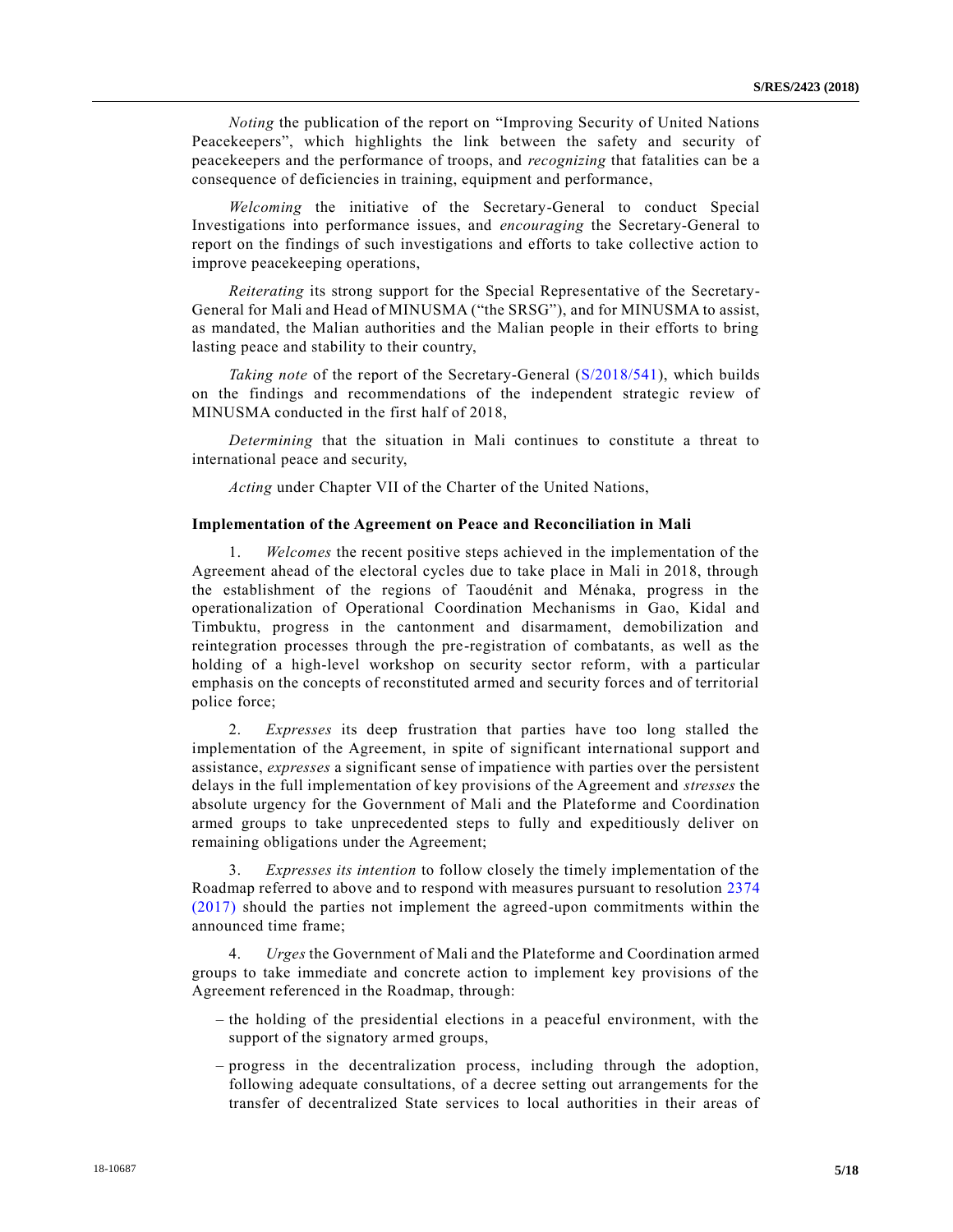*Noting* the publication of the report on "Improving Security of United Nations Peacekeepers", which highlights the link between the safety and security of peacekeepers and the performance of troops, and *recognizing* that fatalities can be a consequence of deficiencies in training, equipment and performance,

*Welcoming* the initiative of the Secretary-General to conduct Special Investigations into performance issues, and *encouraging* the Secretary-General to report on the findings of such investigations and efforts to take collective action to improve peacekeeping operations,

*Reiterating* its strong support for the Special Representative of the Secretary-General for Mali and Head of MINUSMA ("the SRSG"), and for MINUSMA to assist, as mandated, the Malian authorities and the Malian people in their efforts to bring lasting peace and stability to their country,

*Taking note* of the report of the Secretary-General (S/2018/541), which builds on the findings and recommendations of the independent strategic review of MINUSMA conducted in the first half of 2018,

*Determining* that the situation in Mali continues to constitute a threat to international peace and security,

*Acting* under Chapter VII of the Charter of the United Nations,

**Implementation of the Agreement on Peace and Reconciliation in Mali**

1. *Welcomes* the recent positive steps achieved in the implementation of the Agreement ahead of the electoral cycles due to take place in Mali in 2018, through the establishment of the regions of Taoudénit and Ménaka, progress in the operationalization of Operational Coordination Mechanisms in Gao, Kidal and Timbuktu, progress in the cantonment and disarmament, demobilization and reintegration processes through the pre-registration of combatants, as well as the holding of a high-level workshop on security sector reform, with a particular emphasis on the concepts of reconstituted armed and security forces and of territorial police force;

2. *Expresses* its deep frustration that parties have too long stalled the implementation of the Agreement, in spite of significant international support and assistance, *expresses* a significant sense of impatience with parties over the persistent delays in the full implementation of key provisions of the Agreement and *stresses* the absolute urgency for the Government of Mali and the Plateforme and Coordination armed groups to take unprecedented steps to fully and expeditiously deliver on remaining obligations under the Agreement;

3. *Expresses its intention* to follow closely the timely implementation of the Roadmap referred to above and to respond with measures pursuant to resolution 2374 (2017) should the parties not implement the agreed-upon commitments within the announced time frame;

4. *Urges* the Government of Mali and the Plateforme and Coordination armed groups to take immediate and concrete action to implement key provisions of the Agreement referenced in the Roadmap, through:

- the holding of the presidential elections in a peaceful environment, with the support of the signatory armed groups,
- progress in the decentralization process, including through the adoption, following adequate consultations, of a decree setting out arrangements for the transfer of decentralized State services to local authorities in their areas of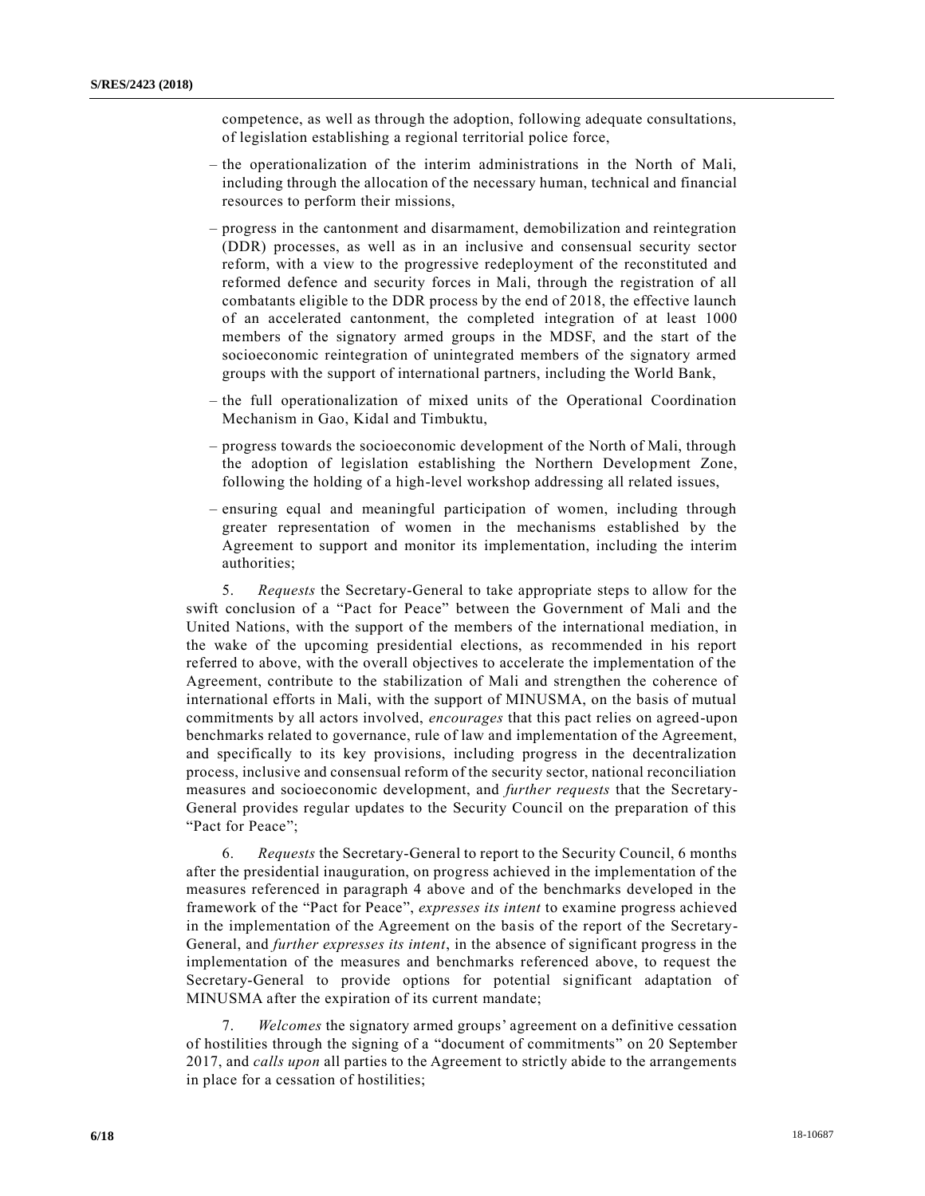competence, as well as through the adoption, following adequate consultations, of legislation establishing a regional territorial police force,

– the operationalization of the interim administrations in the North of Mali, including through the allocation of the necessary human, technical and financial resources to perform their missions,

– progress in the cantonment and disarmament, demobilization and reintegration (DDR) processes, as well as in an inclusive and consensual security sector reform, with a view to the progressive redeployment of the reconstituted and reformed defence and security forces in Mali, through the registration of all combatants eligible to the DDR process by the end of 2018, the effective launch of an accelerated cantonment, the completed integration of at least 1000 members of the signatory armed groups in the MDSF, and the start of the socioeconomic reintegration of unintegrated members of the signatory armed groups with the support of international partners, including the World Bank,

– the full operationalization of mixed units of the Operational Coordination Mechanism in Gao, Kidal and Timbuktu,

– progress towards the socioeconomic development of the North of Mali, through the adoption of legislation establishing the Northern Development Zone, following the holding of a high-level workshop addressing all related issues,

– ensuring equal and meaningful participation of women, including through greater representation of women in the mechanisms established by the Agreement to support and monitor its implementation, including the interim authorities;

5. *Requests* the Secretary-General to take appropriate steps to allow for the swift conclusion of a "Pact for Peace" between the Government of Mali and the United Nations, with the support of the members of the international mediation, in the wake of the upcoming presidential elections, as recommended in his report referred to above, with the overall objectives to accelerate the implementation of the Agreement, contribute to the stabilization of Mali and strengthen the coherence of international efforts in Mali, with the support of MINUSMA, on the basis of mutual commitments by all actors involved, *encourages* that this pact relies on agreed-upon benchmarks related to governance, rule of law and implementation of the Agreement, and specifically to its key provisions, including progress in the decentralization process, inclusive and consensual reform of the security sector, national reconciliation measures and socioeconomic development, and *further requests* that the Secretary-General provides regular updates to the Security Council on the preparation of this "Pact for Peace";

6. *Requests* the Secretary-General to report to the Security Council, 6 months after the presidential inauguration, on progress achieved in the implementation of the measures referenced in paragraph 4 above and of the benchmarks developed in the framework of the "Pact for Peace", *expresses its intent* to examine progress achieved in the implementation of the Agreement on the basis of the report of the Secretary-General, and *further expresses its intent*, in the absence of significant progress in the implementation of the measures and benchmarks referenced above, to request the Secretary-General to provide options for potential significant adaptation of MINUSMA after the expiration of its current mandate;

7. *Welcomes* the signatory armed groups' agreement on a definitive cessation of hostilities through the signing of a "document of commitments" on 20 September 2017, and *calls upon* all parties to the Agreement to strictly abide to the arrangements in place for a cessation of hostilities;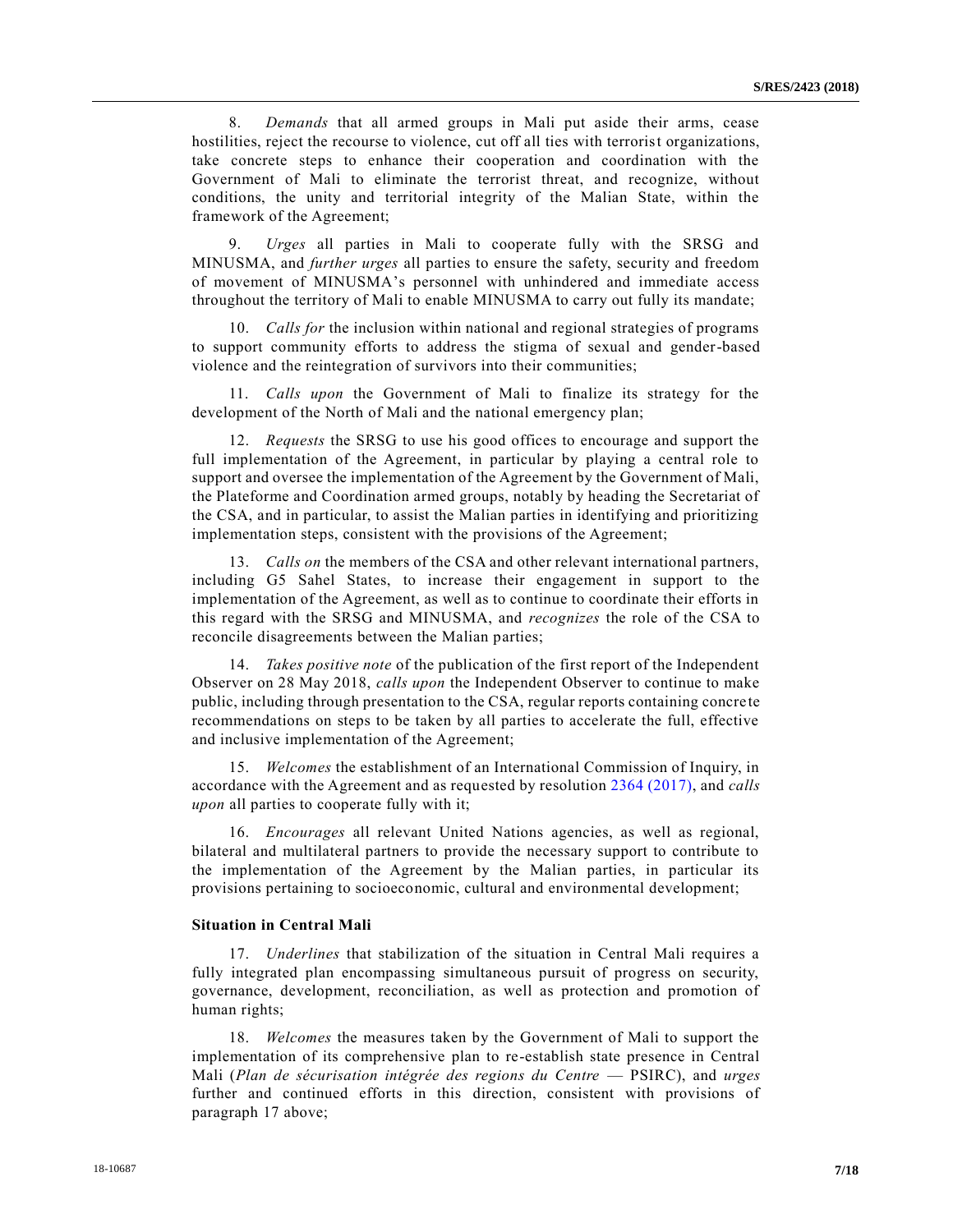8. *Demands* that all armed groups in Mali put aside their arms, cease hostilities, reject the recourse to violence, cut off all ties with terrorist organizations, take concrete steps to enhance their cooperation and coordination with the Government of Mali to eliminate the terrorist threat, and recognize, without conditions, the unity and territorial integrity of the Malian State, within the framework of the Agreement;

9. *Urges* all parties in Mali to cooperate fully with the SRSG and MINUSMA, and *further urges* all parties to ensure the safety, security and freedom of movement of MINUSMA's personnel with unhindered and immediate access throughout the territory of Mali to enable MINUSMA to carry out fully its mandate;

10. *Calls for* the inclusion within national and regional strategies of programs to support community efforts to address the stigma of sexual and gender-based violence and the reintegration of survivors into their communities;

11. *Calls upon* the Government of Mali to finalize its strategy for the development of the North of Mali and the national emergency plan;

12. *Requests* the SRSG to use his good offices to encourage and support the full implementation of the Agreement, in particular by playing a central role to support and oversee the implementation of the Agreement by the Government of Mali, the Plateforme and Coordination armed groups, notably by heading the Secretariat of the CSA, and in particular, to assist the Malian parties in identifying and prioritizing implementation steps, consistent with the provisions of the Agreement;

13. *Calls on* the members of the CSA and other relevant international partners, including G5 Sahel States, to increase their engagement in support to the implementation of the Agreement, as well as to continue to coordinate their efforts in this regard with the SRSG and MINUSMA, and *recognizes* the role of the CSA to reconcile disagreements between the Malian parties;

14. *Takes positive note* of the publication of the first report of the Independent Observer on 28 May 2018, *calls upon* the Independent Observer to continue to make public, including through presentation to the CSA, regular reports containing concrete recommendations on steps to be taken by all parties to accelerate the full, effective and inclusive implementation of the Agreement;

15. *Welcomes* the establishment of an International Commission of Inquiry, in accordance with the Agreement and as requested by resolution 2364 (2017), and *calls upon* all parties to cooperate fully with it;

16. *Encourages* all relevant United Nations agencies, as well as regional, bilateral and multilateral partners to provide the necessary support to contribute to the implementation of the Agreement by the Malian parties, in particular its provisions pertaining to socioeconomic, cultural and environmental development;

**Situation in Central Mali**

17. *Underlines* that stabilization of the situation in Central Mali requires a fully integrated plan encompassing simultaneous pursuit of progress on security, governance, development, reconciliation, as well as protection and promotion of human rights;

18. *Welcomes* the measures taken by the Government of Mali to support the implementation of its comprehensive plan to re-establish state presence in Central Mali (*Plan de sécurisation intégrée des regions du Centre* — PSIRC), and *urges* further and continued efforts in this direction, consistent with provisions of paragraph 17 above;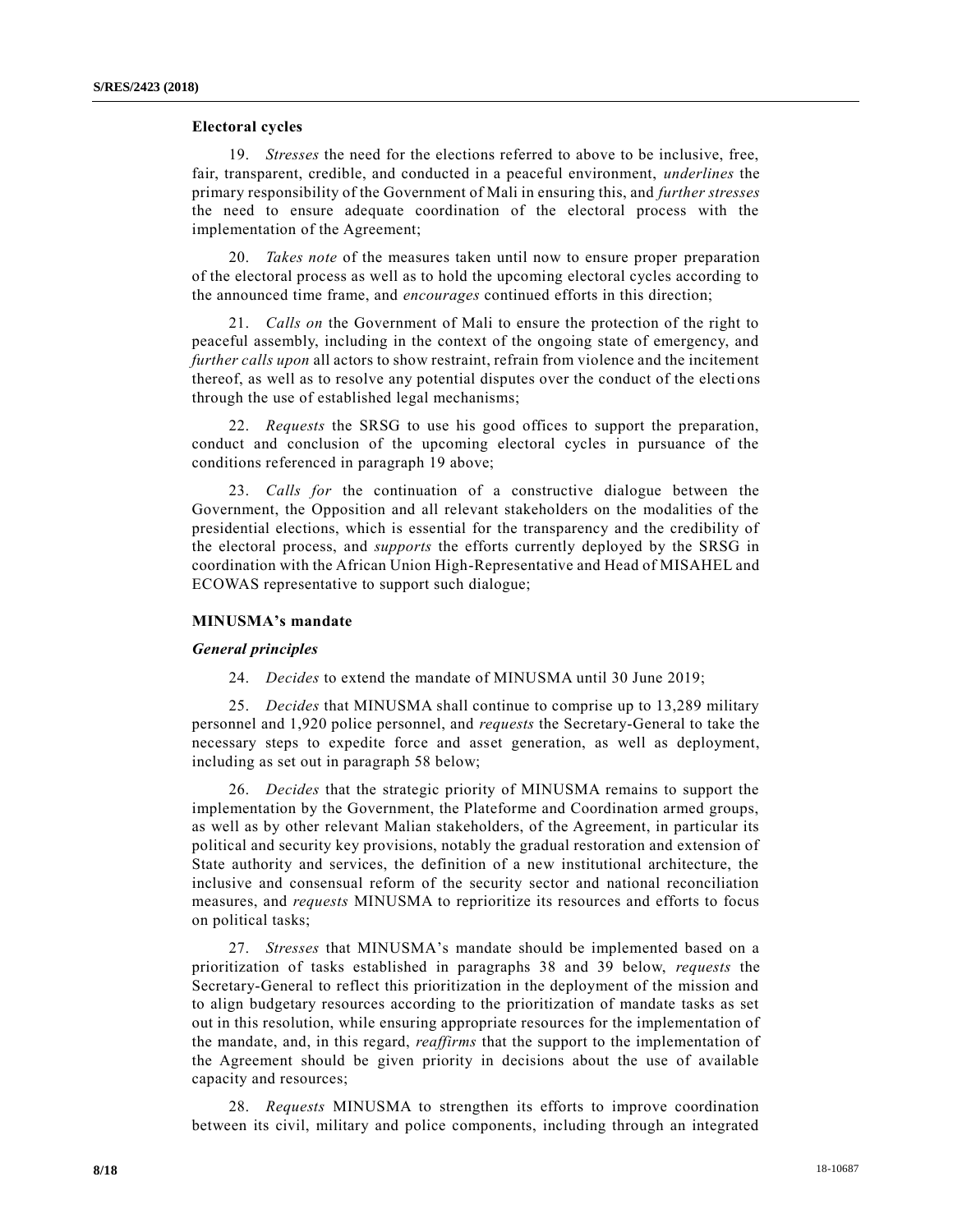**Electoral cycles**

19. *Stresses* the need for the elections referred to above to be inclusive, free, fair, transparent, credible, and conducted in a peaceful environment, *underlines* the primary responsibility of the Government of Mali in ensuring this, and *further stresses* the need to ensure adequate coordination of the electoral process with the implementation of the Agreement;

20. *Takes note* of the measures taken until now to ensure proper preparation of the electoral process as well as to hold the upcoming electoral cycles according to the announced time frame, and *encourages* continued efforts in this direction;

21. *Calls on* the Government of Mali to ensure the protection of the right to peaceful assembly, including in the context of the ongoing state of emergency, and *further calls upon* all actors to show restraint, refrain from violence and the incitement thereof, as well as to resolve any potential disputes over the conduct of the elections through the use of established legal mechanisms;

22. *Requests* the SRSG to use his good offices to support the preparation, conduct and conclusion of the upcoming electoral cycles in pursuance of the conditions referenced in paragraph 19 above;

23. *Calls for* the continuation of a constructive dialogue between the Government, the Opposition and all relevant stakeholders on the modalities of the presidential elections, which is essential for the transparency and the credibility of the electoral process, and *supports* the efforts currently deployed by the SRSG in coordination with the African Union High-Representative and Head of MISAHEL and ECOWAS representative to support such dialogue;

**MINUSMA's mandate**

***General principles***

24. *Decides* to extend the mandate of MINUSMA until 30 June 2019;

25. *Decides* that MINUSMA shall continue to comprise up to 13,289 military personnel and 1,920 police personnel, and *requests* the Secretary-General to take the necessary steps to expedite force and asset generation, as well as deployment, including as set out in paragraph 58 below;

26. *Decides* that the strategic priority of MINUSMA remains to support the implementation by the Government, the Plateforme and Coordination armed groups, as well as by other relevant Malian stakeholders, of the Agreement, in particular its political and security key provisions, notably the gradual restoration and extension of State authority and services, the definition of a new institutional architecture, the inclusive and consensual reform of the security sector and national reconciliation measures, and *requests* MINUSMA to reprioritize its resources and efforts to focus on political tasks;

27. *Stresses* that MINUSMA's mandate should be implemented based on a prioritization of tasks established in paragraphs 38 and 39 below, *requests* the Secretary-General to reflect this prioritization in the deployment of the mission and to align budgetary resources according to the prioritization of mandate tasks as set out in this resolution, while ensuring appropriate resources for the implementation of the mandate, and, in this regard, *reaffirms* that the support to the implementation of the Agreement should be given priority in decisions about the use of available capacity and resources;

28. *Requests* MINUSMA to strengthen its efforts to improve coordination between its civil, military and police components, including through an integrated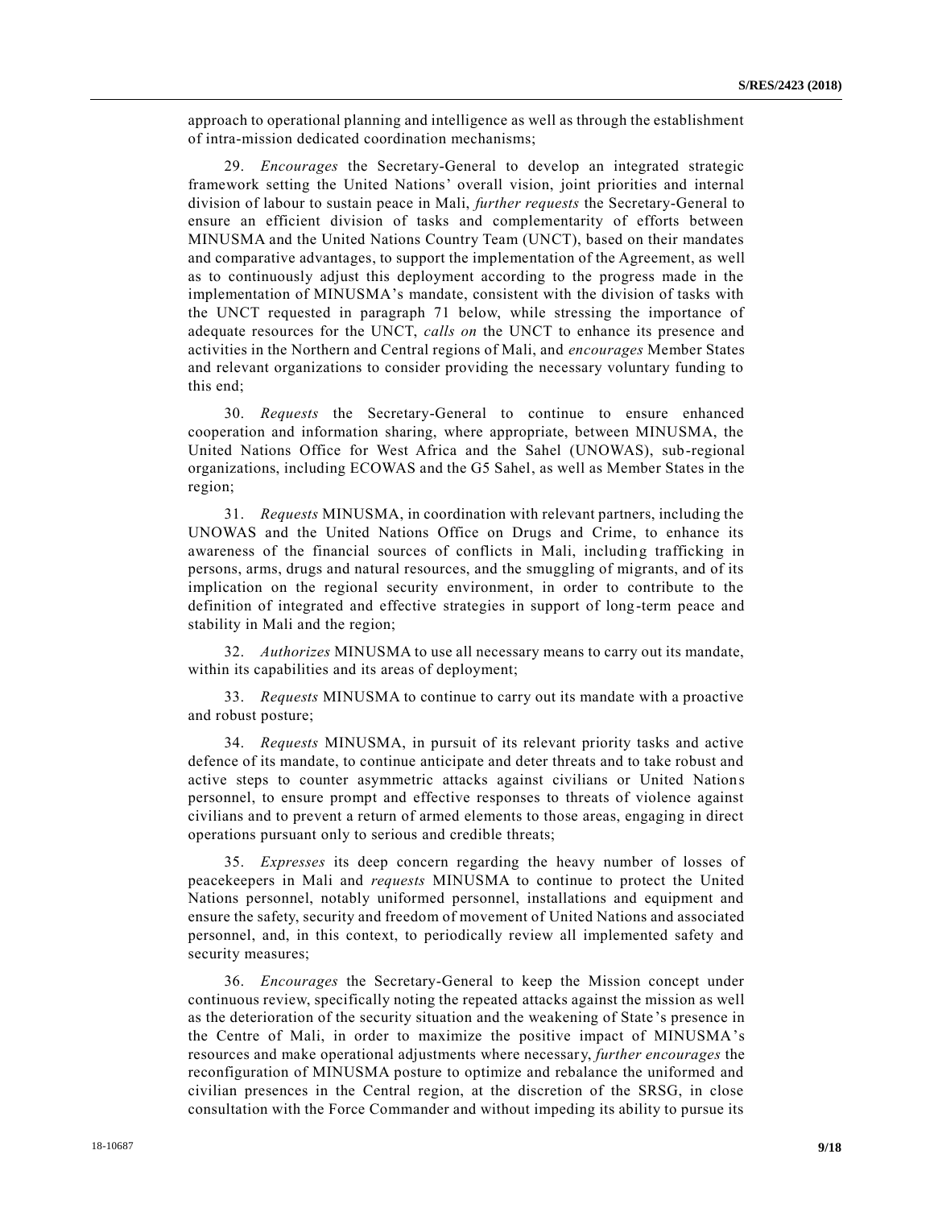approach to operational planning and intelligence as well as through the establishment of intra-mission dedicated coordination mechanisms;

29. *Encourages* the Secretary-General to develop an integrated strategic framework setting the United Nations' overall vision, joint priorities and internal division of labour to sustain peace in Mali, *further requests* the Secretary-General to ensure an efficient division of tasks and complementarity of efforts between MINUSMA and the United Nations Country Team (UNCT), based on their mandates and comparative advantages, to support the implementation of the Agreement, as well as to continuously adjust this deployment according to the progress made in the implementation of MINUSMA's mandate, consistent with the division of tasks with the UNCT requested in paragraph 71 below, while stressing the importance of adequate resources for the UNCT, *calls on* the UNCT to enhance its presence and activities in the Northern and Central regions of Mali, and *encourages* Member States and relevant organizations to consider providing the necessary voluntary funding to this end;

30. *Requests* the Secretary-General to continue to ensure enhanced cooperation and information sharing, where appropriate, between MINUSMA, the United Nations Office for West Africa and the Sahel (UNOWAS), sub-regional organizations, including ECOWAS and the G5 Sahel, as well as Member States in the region;

31. *Requests* MINUSMA, in coordination with relevant partners, including the UNOWAS and the United Nations Office on Drugs and Crime, to enhance its awareness of the financial sources of conflicts in Mali, including trafficking in persons, arms, drugs and natural resources, and the smuggling of migrants, and of its implication on the regional security environment, in order to contribute to the definition of integrated and effective strategies in support of long-term peace and stability in Mali and the region;

32. *Authorizes* MINUSMA to use all necessary means to carry out its mandate, within its capabilities and its areas of deployment;

33. *Requests* MINUSMA to continue to carry out its mandate with a proactive and robust posture;

34. *Requests* MINUSMA, in pursuit of its relevant priority tasks and active defence of its mandate, to continue anticipate and deter threats and to take robust and active steps to counter asymmetric attacks against civilians or United Nations personnel, to ensure prompt and effective responses to threats of violence against civilians and to prevent a return of armed elements to those areas, engaging in direct operations pursuant only to serious and credible threats;

35. *Expresses* its deep concern regarding the heavy number of losses of peacekeepers in Mali and *requests* MINUSMA to continue to protect the United Nations personnel, notably uniformed personnel, installations and equipment and ensure the safety, security and freedom of movement of United Nations and associated personnel, and, in this context, to periodically review all implemented safety and security measures;

36. *Encourages* the Secretary-General to keep the Mission concept under continuous review, specifically noting the repeated attacks against the mission as well as the deterioration of the security situation and the weakening of State's presence in the Centre of Mali, in order to maximize the positive impact of MINUSMA's resources and make operational adjustments where necessary, *further encourages* the reconfiguration of MINUSMA posture to optimize and rebalance the uniformed and civilian presences in the Central region, at the discretion of the SRSG, in close consultation with the Force Commander and without impeding its ability to pursue its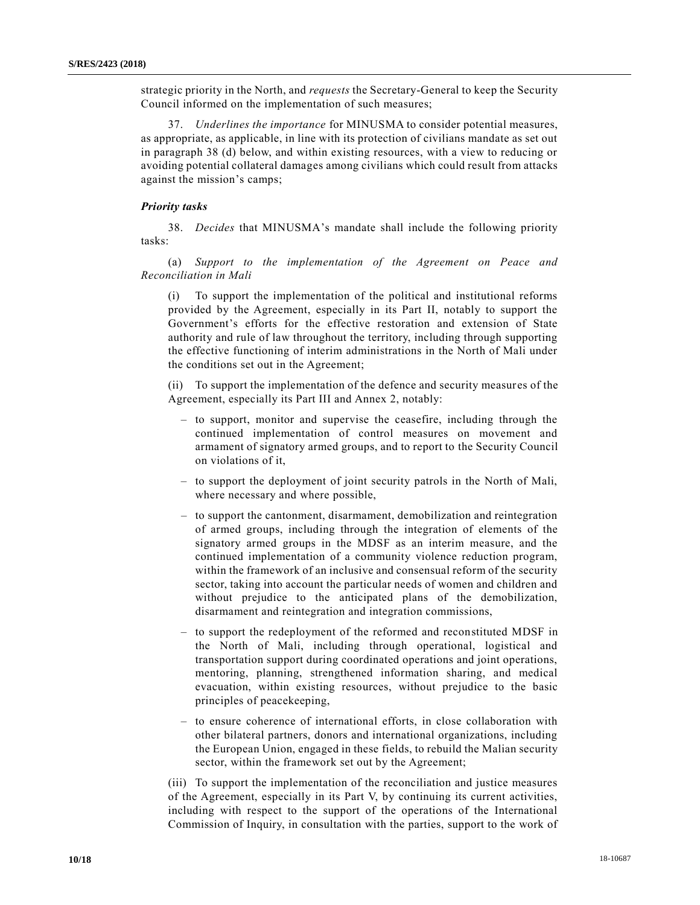strategic priority in the North, and *requests* the Secretary-General to keep the Security Council informed on the implementation of such measures;

37. *Underlines the importance* for MINUSMA to consider potential measures, as appropriate, as applicable, in line with its protection of civilians mandate as set out in paragraph 38 (d) below, and within existing resources, with a view to reducing or avoiding potential collateral damages among civilians which could result from attacks against the mission's camps;

***Priority tasks***

38. *Decides* that MINUSMA's mandate shall include the following priority tasks:

(a) *Support to the implementation of the Agreement on Peace and Reconciliation in Mali*

(i) To support the implementation of the political and institutional reforms provided by the Agreement, especially in its Part II, notably to support the Government's efforts for the effective restoration and extension of State authority and rule of law throughout the territory, including through supporting the effective functioning of interim administrations in the North of Mali under the conditions set out in the Agreement;

(ii) To support the implementation of the defence and security measures of the Agreement, especially its Part III and Annex 2, notably:

– to support, monitor and supervise the ceasefire, including through the continued implementation of control measures on movement and armament of signatory armed groups, and to report to the Security Council on violations of it,

– to support the deployment of joint security patrols in the North of Mali, where necessary and where possible,

– to support the cantonment, disarmament, demobilization and reintegration of armed groups, including through the integration of elements of the signatory armed groups in the MDSF as an interim measure, and the continued implementation of a community violence reduction program, within the framework of an inclusive and consensual reform of the security sector, taking into account the particular needs of women and children and without prejudice to the anticipated plans of the demobilization, disarmament and reintegration and integration commissions,

– to support the redeployment of the reformed and reconstituted MDSF in the North of Mali, including through operational, logistical and transportation support during coordinated operations and joint operations, mentoring, planning, strengthened information sharing, and medical evacuation, within existing resources, without prejudice to the basic principles of peacekeeping,

– to ensure coherence of international efforts, in close collaboration with other bilateral partners, donors and international organizations, including the European Union, engaged in these fields, to rebuild the Malian security sector, within the framework set out by the Agreement;

(iii) To support the implementation of the reconciliation and justice measures of the Agreement, especially in its Part V, by continuing its current activities, including with respect to the support of the operations of the International Commission of Inquiry, in consultation with the parties, support to the work of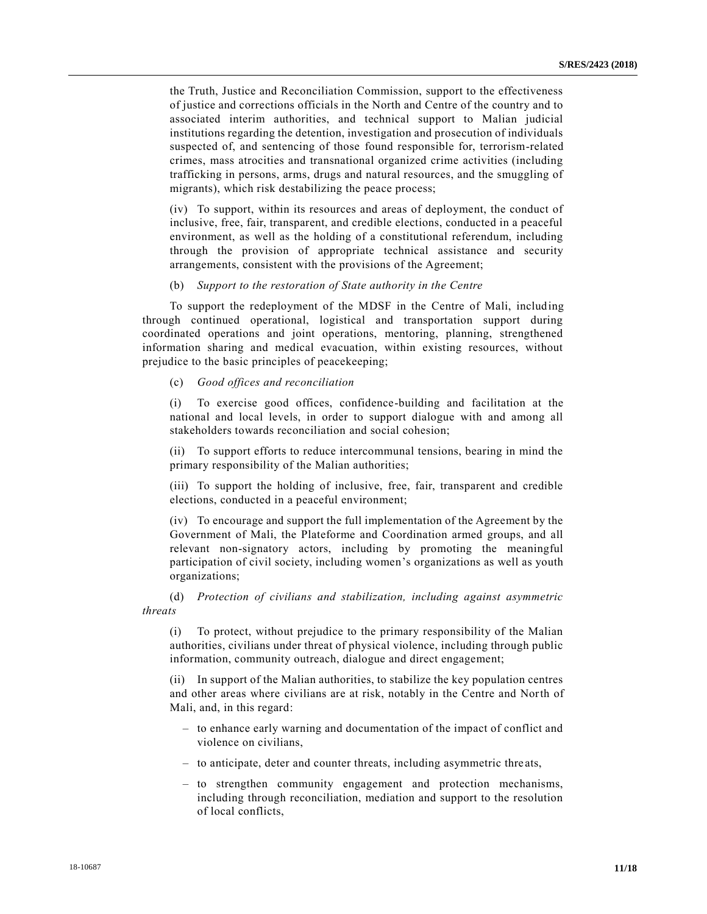the Truth, Justice and Reconciliation Commission, support to the effectiveness of justice and corrections officials in the North and Centre of the country and to associated interim authorities, and technical support to Malian judicial institutions regarding the detention, investigation and prosecution of individuals suspected of, and sentencing of those found responsible for, terrorism-related crimes, mass atrocities and transnational organized crime activities (including trafficking in persons, arms, drugs and natural resources, and the smuggling of migrants), which risk destabilizing the peace process;

(iv) To support, within its resources and areas of deployment, the conduct of inclusive, free, fair, transparent, and credible elections, conducted in a peaceful environment, as well as the holding of a constitutional referendum, including through the provision of appropriate technical assistance and security arrangements, consistent with the provisions of the Agreement;

(b) *Support to the restoration of State authority in the Centre*

To support the redeployment of the MDSF in the Centre of Mali, including through continued operational, logistical and transportation support during coordinated operations and joint operations, mentoring, planning, strengthened information sharing and medical evacuation, within existing resources, without prejudice to the basic principles of peacekeeping;

(c) *Good offices and reconciliation*

(i) To exercise good offices, confidence-building and facilitation at the national and local levels, in order to support dialogue with and among all stakeholders towards reconciliation and social cohesion;

(ii) To support efforts to reduce intercommunal tensions, bearing in mind the primary responsibility of the Malian authorities;

(iii) To support the holding of inclusive, free, fair, transparent and credible elections, conducted in a peaceful environment;

(iv) To encourage and support the full implementation of the Agreement by the Government of Mali, the Plateforme and Coordination armed groups, and all relevant non-signatory actors, including by promoting the meaningful participation of civil society, including women's organizations as well as youth organizations;

(d) *Protection of civilians and stabilization, including against asymmetric threats*

(i) To protect, without prejudice to the primary responsibility of the Malian authorities, civilians under threat of physical violence, including through public information, community outreach, dialogue and direct engagement;

(ii) In support of the Malian authorities, to stabilize the key population centres and other areas where civilians are at risk, notably in the Centre and North of Mali, and, in this regard:

– to enhance early warning and documentation of the impact of conflict and violence on civilians,

– to anticipate, deter and counter threats, including asymmetric threats,

– to strengthen community engagement and protection mechanisms, including through reconciliation, mediation and support to the resolution of local conflicts,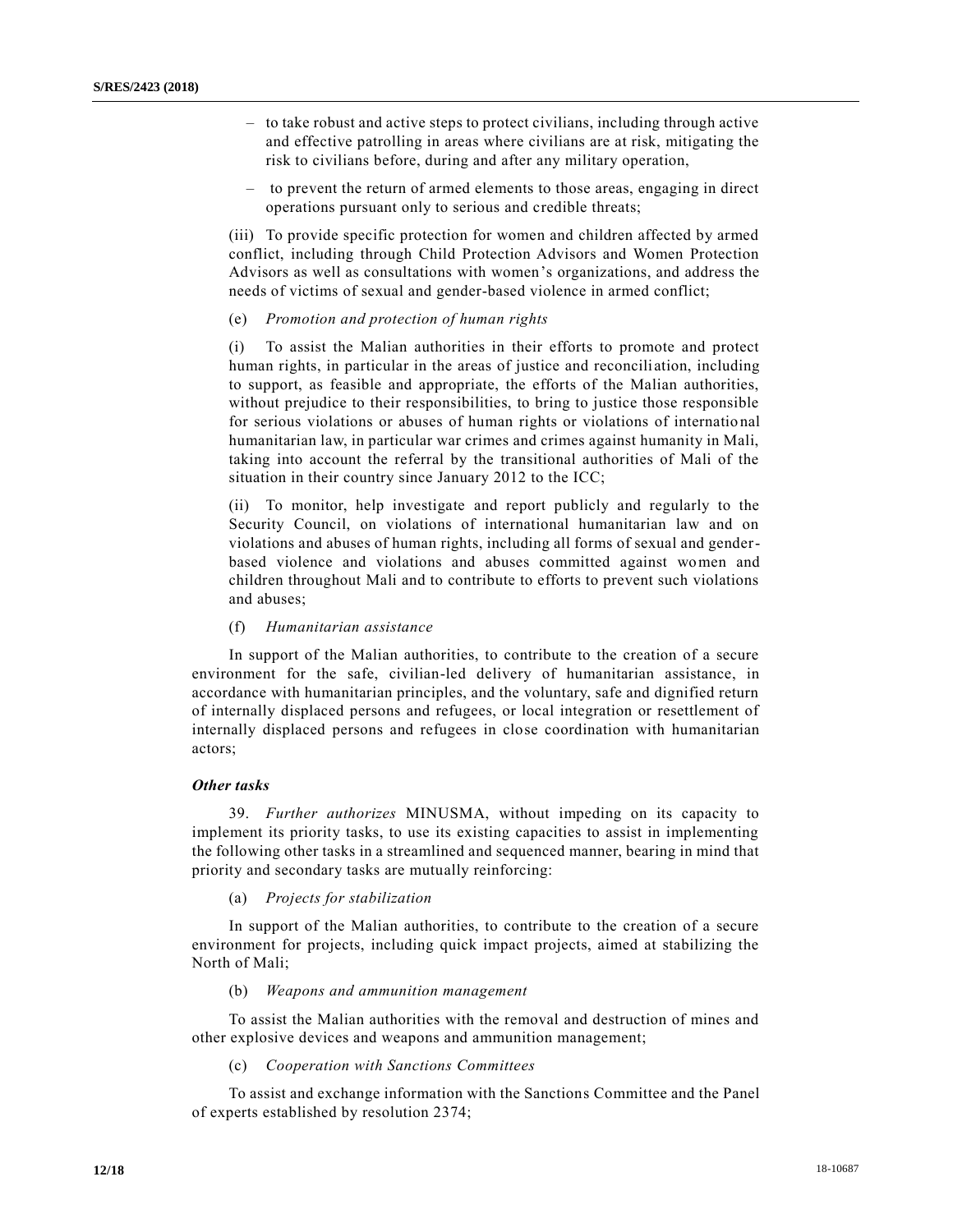– to take robust and active steps to protect civilians, including through active and effective patrolling in areas where civilians are at risk, mitigating the risk to civilians before, during and after any military operation,

– to prevent the return of armed elements to those areas, engaging in direct operations pursuant only to serious and credible threats;

(iii) To provide specific protection for women and children affected by armed conflict, including through Child Protection Advisors and Women Protection Advisors as well as consultations with women's organizations, and address the needs of victims of sexual and gender-based violence in armed conflict;

(e) *Promotion and protection of human rights*

(i) To assist the Malian authorities in their efforts to promote and protect human rights, in particular in the areas of justice and reconciliation, including to support, as feasible and appropriate, the efforts of the Malian authorities, without prejudice to their responsibilities, to bring to justice those responsible for serious violations or abuses of human rights or violations of international humanitarian law, in particular war crimes and crimes against humanity in Mali, taking into account the referral by the transitional authorities of Mali of the situation in their country since January 2012 to the ICC;

(ii) To monitor, help investigate and report publicly and regularly to the Security Council, on violations of international humanitarian law and on violations and abuses of human rights, including all forms of sexual and gender-based violence and violations and abuses committed against women and children throughout Mali and to contribute to efforts to prevent such violations and abuses;

(f) *Humanitarian assistance*

In support of the Malian authorities, to contribute to the creation of a secure environment for the safe, civilian-led delivery of humanitarian assistance, in accordance with humanitarian principles, and the voluntary, safe and dignified return of internally displaced persons and refugees, or local integration or resettlement of internally displaced persons and refugees in close coordination with humanitarian actors;

***Other tasks***

39. *Further authorizes* MINUSMA, without impeding on its capacity to implement its priority tasks, to use its existing capacities to assist in implementing the following other tasks in a streamlined and sequenced manner, bearing in mind that priority and secondary tasks are mutually reinforcing:

(a) *Projects for stabilization*

In support of the Malian authorities, to contribute to the creation of a secure environment for projects, including quick impact projects, aimed at stabilizing the North of Mali;

(b) *Weapons and ammunition management*

To assist the Malian authorities with the removal and destruction of mines and other explosive devices and weapons and ammunition management;

(c) *Cooperation with Sanctions Committees*

To assist and exchange information with the Sanctions Committee and the Panel of experts established by resolution 2374;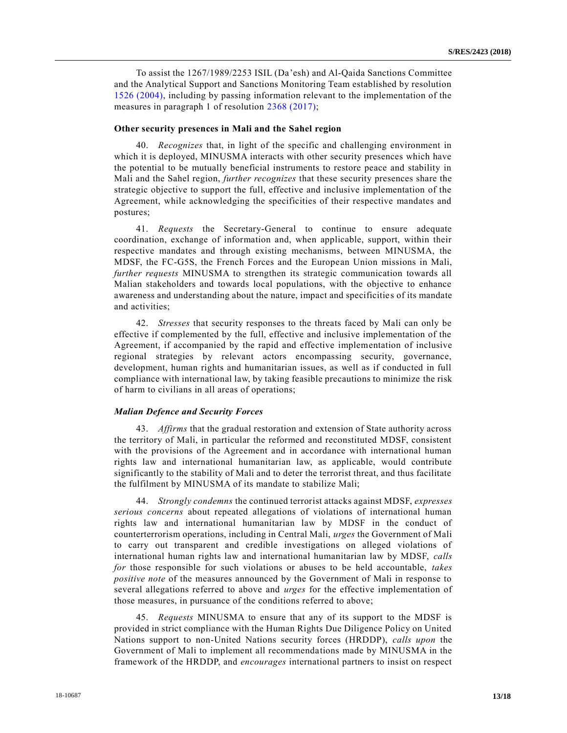To assist the 1267/1989/2253 ISIL (Da'esh) and Al-Qaida Sanctions Committee and the Analytical Support and Sanctions Monitoring Team established by resolution 1526 (2004), including by passing information relevant to the implementation of the measures in paragraph 1 of resolution 2368 (2017);

### Other security presences in Mali and the Sahel region

40. *Recognizes* that, in light of the specific and challenging environment in which it is deployed, MINUSMA interacts with other security presences which have the potential to be mutually beneficial instruments to restore peace and stability in Mali and the Sahel region, *further recognizes* that these security presences share the strategic objective to support the full, effective and inclusive implementation of the Agreement, while acknowledging the specificities of their respective mandates and postures;

41. *Requests* the Secretary-General to continue to ensure adequate coordination, exchange of information and, when applicable, support, within their respective mandates and through existing mechanisms, between MINUSMA, the MDSF, the FC-G5S, the French Forces and the European Union missions in Mali, *further requests* MINUSMA to strengthen its strategic communication towards all Malian stakeholders and towards local populations, with the objective to enhance awareness and understanding about the nature, impact and specificities of its mandate and activities;

42. *Stresses* that security responses to the threats faced by Mali can only be effective if complemented by the full, effective and inclusive implementation of the Agreement, if accompanied by the rapid and effective implementation of inclusive regional strategies by relevant actors encompassing security, governance, development, human rights and humanitarian issues, as well as if conducted in full compliance with international law, by taking feasible precautions to minimize the risk of harm to civilians in all areas of operations;

### *Malian Defence and Security Forces*

43. *Affirms* that the gradual restoration and extension of State authority across the territory of Mali, in particular the reformed and reconstituted MDSF, consistent with the provisions of the Agreement and in accordance with international human rights law and international humanitarian law, as applicable, would contribute significantly to the stability of Mali and to deter the terrorist threat, and thus facilitate the fulfilment by MINUSMA of its mandate to stabilize Mali;

44. *Strongly condemns* the continued terrorist attacks against MDSF, *expresses serious concerns* about repeated allegations of violations of international human rights law and international humanitarian law by MDSF in the conduct of counterterrorism operations, including in Central Mali, *urges* the Government of Mali to carry out transparent and credible investigations on alleged violations of international human rights law and international humanitarian law by MDSF, *calls for* those responsible for such violations or abuses to be held accountable, *takes positive note* of the measures announced by the Government of Mali in response to several allegations referred to above and *urges* for the effective implementation of those measures, in pursuance of the conditions referred to above;

45. *Requests* MINUSMA to ensure that any of its support to the MDSF is provided in strict compliance with the Human Rights Due Diligence Policy on United Nations support to non-United Nations security forces (HRDDP), *calls upon* the Government of Mali to implement all recommendations made by MINUSMA in the framework of the HRDDP, and *encourages* international partners to insist on respect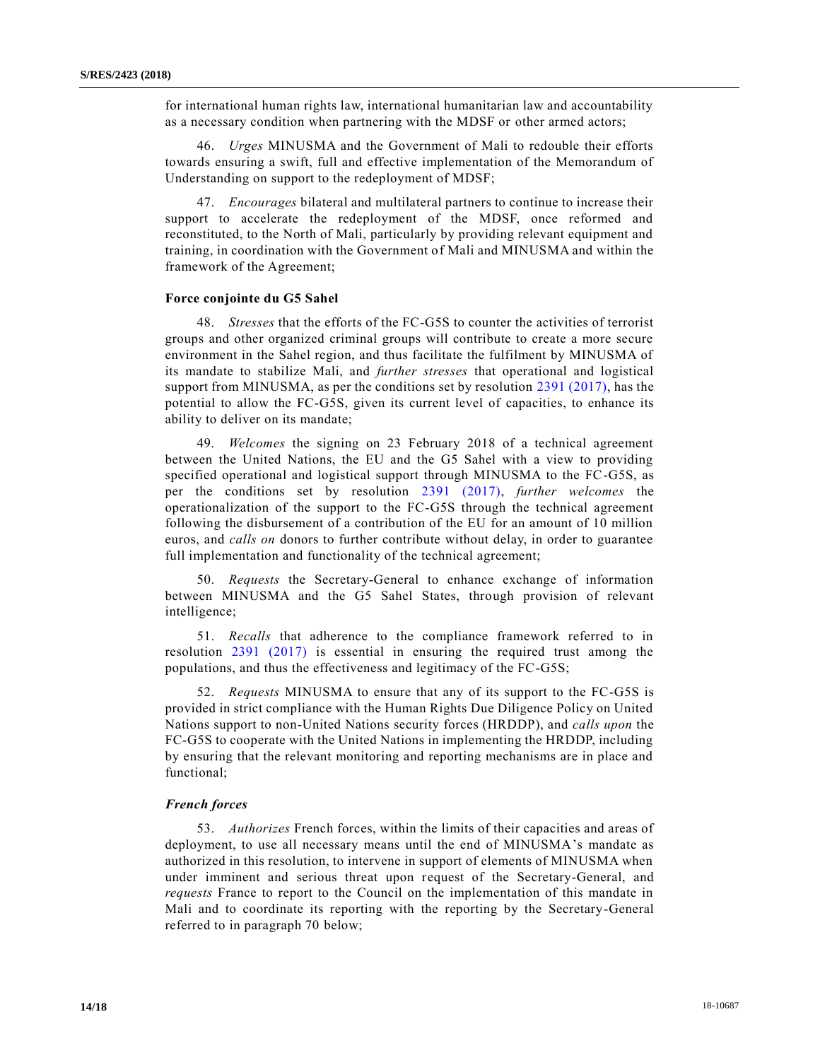for international human rights law, international humanitarian law and accountability as a necessary condition when partnering with the MDSF or other armed actors;

46. *Urges* MINUSMA and the Government of Mali to redouble their efforts towards ensuring a swift, full and effective implementation of the Memorandum of Understanding on support to the redeployment of MDSF;

47. *Encourages* bilateral and multilateral partners to continue to increase their support to accelerate the redeployment of the MDSF, once reformed and reconstituted, to the North of Mali, particularly by providing relevant equipment and training, in coordination with the Government of Mali and MINUSMA and within the framework of the Agreement;

**Force conjointe du G5 Sahel**

48. *Stresses* that the efforts of the FC-G5S to counter the activities of terrorist groups and other organized criminal groups will contribute to create a more secure environment in the Sahel region, and thus facilitate the fulfilment by MINUSMA of its mandate to stabilize Mali, and *further stresses* that operational and logistical support from MINUSMA, as per the conditions set by resolution 2391 (2017), has the potential to allow the FC-G5S, given its current level of capacities, to enhance its ability to deliver on its mandate;

49. *Welcomes* the signing on 23 February 2018 of a technical agreement between the United Nations, the EU and the G5 Sahel with a view to providing specified operational and logistical support through MINUSMA to the FC-G5S, as per the conditions set by resolution 2391 (2017), *further welcomes* the operationalization of the support to the FC-G5S through the technical agreement following the disbursement of a contribution of the EU for an amount of 10 million euros, and *calls on* donors to further contribute without delay, in order to guarantee full implementation and functionality of the technical agreement;

50. *Requests* the Secretary-General to enhance exchange of information between MINUSMA and the G5 Sahel States, through provision of relevant intelligence;

51. *Recalls* that adherence to the compliance framework referred to in resolution 2391 (2017) is essential in ensuring the required trust among the populations, and thus the effectiveness and legitimacy of the FC-G5S;

52. *Requests* MINUSMA to ensure that any of its support to the FC-G5S is provided in strict compliance with the Human Rights Due Diligence Policy on United Nations support to non-United Nations security forces (HRDDP), and *calls upon* the FC-G5S to cooperate with the United Nations in implementing the HRDDP, including by ensuring that the relevant monitoring and reporting mechanisms are in place and functional;

***French forces***

53. *Authorizes* French forces, within the limits of their capacities and areas of deployment, to use all necessary means until the end of MINUSMA's mandate as authorized in this resolution, to intervene in support of elements of MINUSMA when under imminent and serious threat upon request of the Secretary-General, and *requests* France to report to the Council on the implementation of this mandate in Mali and to coordinate its reporting with the reporting by the Secretary-General referred to in paragraph 70 below;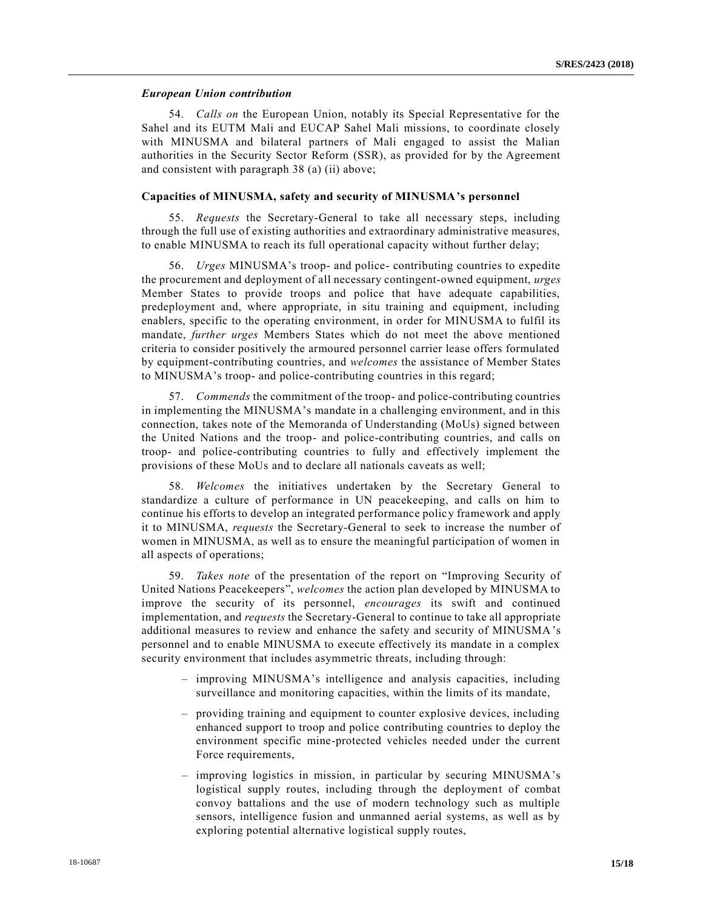### *European Union contribution*

54. *Calls on* the European Union, notably its Special Representative for the Sahel and its EUTM Mali and EUCAP Sahel Mali missions, to coordinate closely with MINUSMA and bilateral partners of Mali engaged to assist the Malian authorities in the Security Sector Reform (SSR), as provided for by the Agreement and consistent with paragraph 38 (a) (ii) above;

### **Capacities of MINUSMA, safety and security of MINUSMA's personnel**

55. *Requests* the Secretary-General to take all necessary steps, including through the full use of existing authorities and extraordinary administrative measures, to enable MINUSMA to reach its full operational capacity without further delay;

56. *Urges* MINUSMA's troop- and police- contributing countries to expedite the procurement and deployment of all necessary contingent-owned equipment, *urges* Member States to provide troops and police that have adequate capabilities, predeployment and, where appropriate, in situ training and equipment, including enablers, specific to the operating environment, in order for MINUSMA to fulfil its mandate, *further urges* Members States which do not meet the above mentioned criteria to consider positively the armoured personnel carrier lease offers formulated by equipment-contributing countries, and *welcomes* the assistance of Member States to MINUSMA's troop- and police-contributing countries in this regard;

57. *Commends* the commitment of the troop- and police-contributing countries in implementing the MINUSMA's mandate in a challenging environment, and in this connection, takes note of the Memoranda of Understanding (MoUs) signed between the United Nations and the troop- and police-contributing countries, and calls on troop- and police-contributing countries to fully and effectively implement the provisions of these MoUs and to declare all nationals caveats as well;

58. *Welcomes* the initiatives undertaken by the Secretary General to standardize a culture of performance in UN peacekeeping, and calls on him to continue his efforts to develop an integrated performance policy framework and apply it to MINUSMA, *requests* the Secretary-General to seek to increase the number of women in MINUSMA, as well as to ensure the meaningful participation of women in all aspects of operations;

59. *Takes note* of the presentation of the report on "Improving Security of United Nations Peacekeepers", *welcomes* the action plan developed by MINUSMA to improve the security of its personnel, *encourages* its swift and continued implementation, and *requests* the Secretary-General to continue to take all appropriate additional measures to review and enhance the safety and security of MINUSMA's personnel and to enable MINUSMA to execute effectively its mandate in a complex security environment that includes asymmetric threats, including through:

- improving MINUSMA's intelligence and analysis capacities, including surveillance and monitoring capacities, within the limits of its mandate,
- providing training and equipment to counter explosive devices, including enhanced support to troop and police contributing countries to deploy the environment specific mine-protected vehicles needed under the current Force requirements,
- improving logistics in mission, in particular by securing MINUSMA's logistical supply routes, including through the deployment of combat convoy battalions and the use of modern technology such as multiple sensors, intelligence fusion and unmanned aerial systems, as well as by exploring potential alternative logistical supply routes,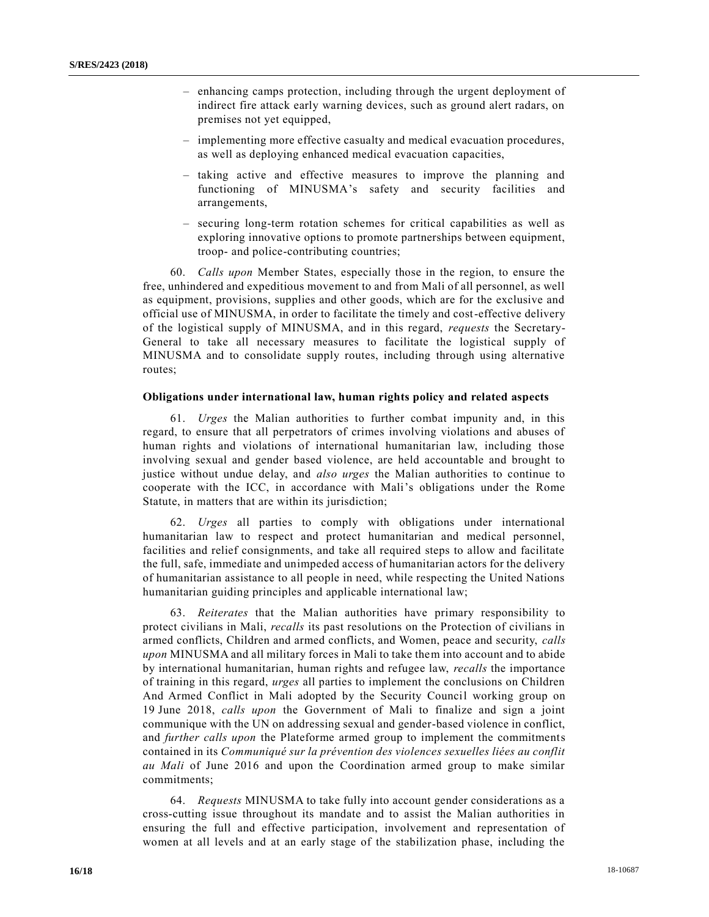– enhancing camps protection, including through the urgent deployment of indirect fire attack early warning devices, such as ground alert radars, on premises not yet equipped,

– implementing more effective casualty and medical evacuation procedures, as well as deploying enhanced medical evacuation capacities,

– taking active and effective measures to improve the planning and functioning of MINUSMA's safety and security facilities and arrangements,

– securing long-term rotation schemes for critical capabilities as well as exploring innovative options to promote partnerships between equipment, troop- and police-contributing countries;

60. *Calls upon* Member States, especially those in the region, to ensure the free, unhindered and expeditious movement to and from Mali of all personnel, as well as equipment, provisions, supplies and other goods, which are for the exclusive and official use of MINUSMA, in order to facilitate the timely and cost-effective delivery of the logistical supply of MINUSMA, and in this regard, *requests* the Secretary-General to take all necessary measures to facilitate the logistical supply of MINUSMA and to consolidate supply routes, including through using alternative routes;

**Obligations under international law, human rights policy and related aspects**

61. *Urges* the Malian authorities to further combat impunity and, in this regard, to ensure that all perpetrators of crimes involving violations and abuses of human rights and violations of international humanitarian law, including those involving sexual and gender based violence, are held accountable and brought to justice without undue delay, and *also urges* the Malian authorities to continue to cooperate with the ICC, in accordance with Mali's obligations under the Rome Statute, in matters that are within its jurisdiction;

62. *Urges* all parties to comply with obligations under international humanitarian law to respect and protect humanitarian and medical personnel, facilities and relief consignments, and take all required steps to allow and facilitate the full, safe, immediate and unimpeded access of humanitarian actors for the delivery of humanitarian assistance to all people in need, while respecting the United Nations humanitarian guiding principles and applicable international law;

63. *Reiterates* that the Malian authorities have primary responsibility to protect civilians in Mali, *recalls* its past resolutions on the Protection of civilians in armed conflicts, Children and armed conflicts, and Women, peace and security, *calls upon* MINUSMA and all military forces in Mali to take them into account and to abide by international humanitarian, human rights and refugee law, *recalls* the importance of training in this regard, *urges* all parties to implement the conclusions on Children And Armed Conflict in Mali adopted by the Security Council working group on 19 June 2018, *calls upon* the Government of Mali to finalize and sign a joint communique with the UN on addressing sexual and gender-based violence in conflict, and *further calls upon* the Plateforme armed group to implement the commitments contained in its *Communiqué sur la prévention des violences sexuelles liées au conflit au Mali* of June 2016 and upon the Coordination armed group to make similar commitments;

64. *Requests* MINUSMA to take fully into account gender considerations as a cross-cutting issue throughout its mandate and to assist the Malian authorities in ensuring the full and effective participation, involvement and representation of women at all levels and at an early stage of the stabilization phase, including the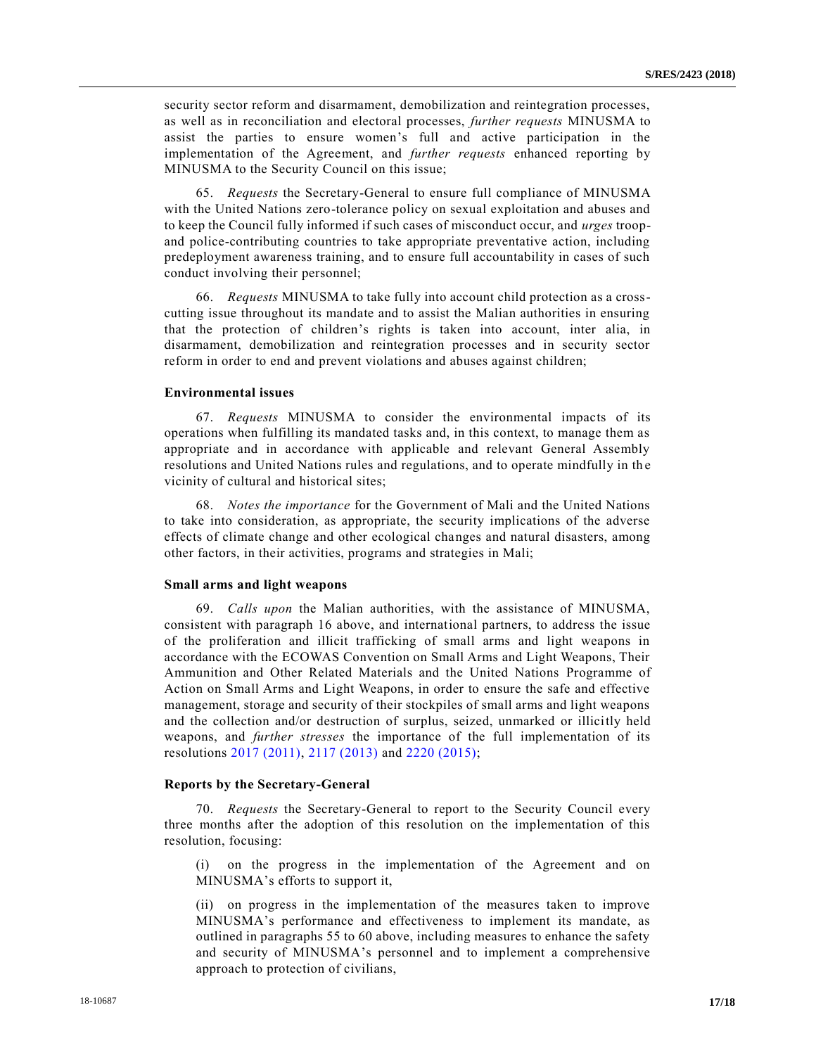security sector reform and disarmament, demobilization and reintegration processes, as well as in reconciliation and electoral processes, *further requests* MINUSMA to assist the parties to ensure women's full and active participation in the implementation of the Agreement, and *further requests* enhanced reporting by MINUSMA to the Security Council on this issue;

65. *Requests* the Secretary-General to ensure full compliance of MINUSMA with the United Nations zero-tolerance policy on sexual exploitation and abuses and to keep the Council fully informed if such cases of misconduct occur, and *urges* troop- and police-contributing countries to take appropriate preventative action, including predeployment awareness training, and to ensure full accountability in cases of such conduct involving their personnel;

66. *Requests* MINUSMA to take fully into account child protection as a cross-cutting issue throughout its mandate and to assist the Malian authorities in ensuring that the protection of children's rights is taken into account, inter alia, in disarmament, demobilization and reintegration processes and in security sector reform in order to end and prevent violations and abuses against children;

**Environmental issues**

67. *Requests* MINUSMA to consider the environmental impacts of its operations when fulfilling its mandated tasks and, in this context, to manage them as appropriate and in accordance with applicable and relevant General Assembly resolutions and United Nations rules and regulations, and to operate mindfully in the vicinity of cultural and historical sites;

68. *Notes the importance* for the Government of Mali and the United Nations to take into consideration, as appropriate, the security implications of the adverse effects of climate change and other ecological changes and natural disasters, among other factors, in their activities, programs and strategies in Mali;

**Small arms and light weapons**

69. *Calls upon* the Malian authorities, with the assistance of MINUSMA, consistent with paragraph 16 above, and international partners, to address the issue of the proliferation and illicit trafficking of small arms and light weapons in accordance with the ECOWAS Convention on Small Arms and Light Weapons, Their Ammunition and Other Related Materials and the United Nations Programme of Action on Small Arms and Light Weapons, in order to ensure the safe and effective management, storage and security of their stockpiles of small arms and light weapons and the collection and/or destruction of surplus, seized, unmarked or illicitly held weapons, and *further stresses* the importance of the full implementation of its resolutions 2017 (2011), 2117 (2013) and 2220 (2015);

**Reports by the Secretary-General**

70. *Requests* the Secretary-General to report to the Security Council every three months after the adoption of this resolution on the implementation of this resolution, focusing:

(i) on the progress in the implementation of the Agreement and on MINUSMA's efforts to support it,

(ii) on progress in the implementation of the measures taken to improve MINUSMA's performance and effectiveness to implement its mandate, as outlined in paragraphs 55 to 60 above, including measures to enhance the safety and security of MINUSMA's personnel and to implement a comprehensive approach to protection of civilians,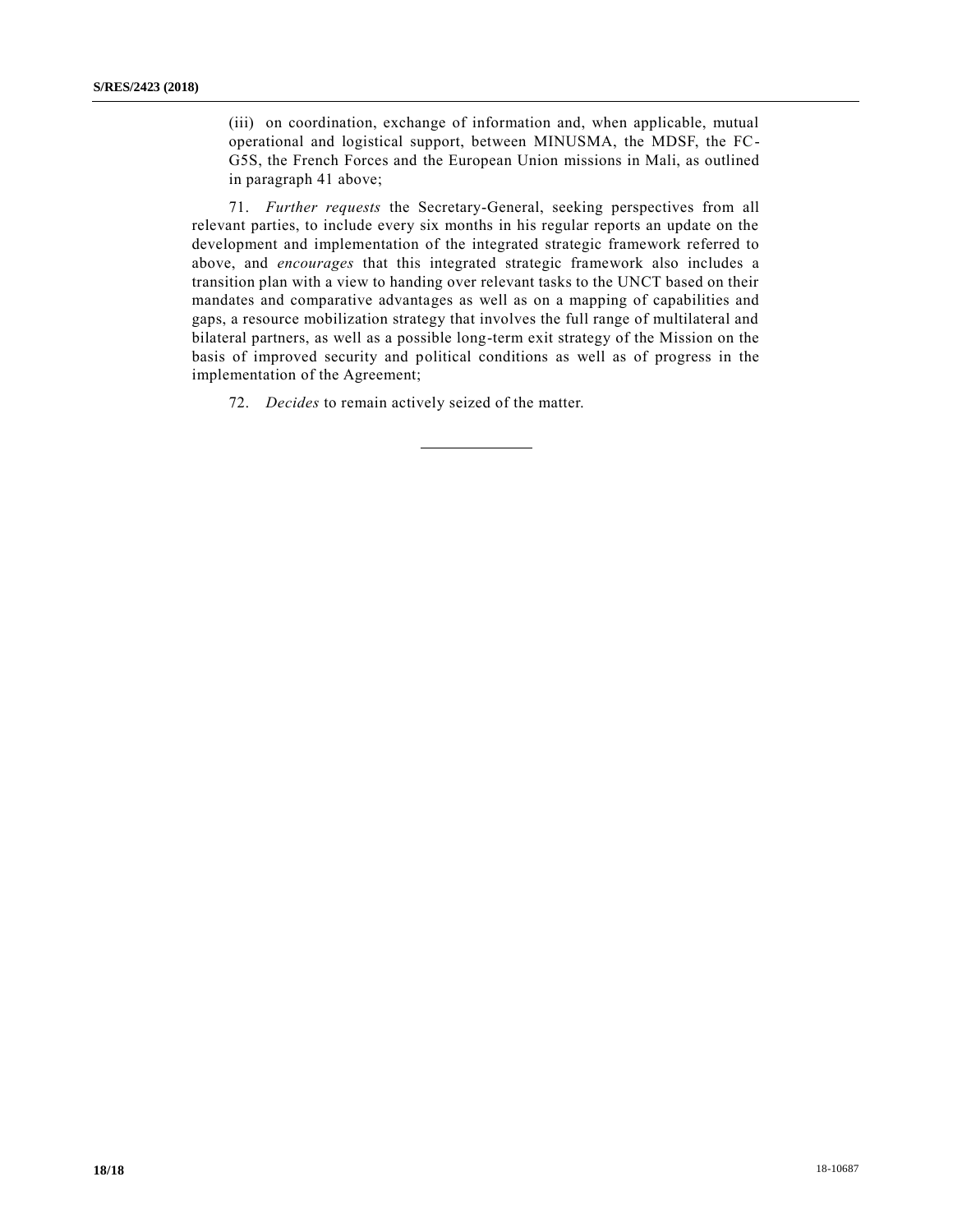(iii) on coordination, exchange of information and, when applicable, mutual operational and logistical support, between MINUSMA, the MDSF, the FC-G5S, the French Forces and the European Union missions in Mali, as outlined in paragraph 41 above;

71. *Further requests* the Secretary-General, seeking perspectives from all relevant parties, to include every six months in his regular reports an update on the development and implementation of the integrated strategic framework referred to above, and *encourages* that this integrated strategic framework also includes a transition plan with a view to handing over relevant tasks to the UNCT based on their mandates and comparative advantages as well as on a mapping of capabilities and gaps, a resource mobilization strategy that involves the full range of multilateral and bilateral partners, as well as a possible long-term exit strategy of the Mission on the basis of improved security and political conditions as well as of progress in the implementation of the Agreement;

72. *Decides* to remain actively seized of the matter.